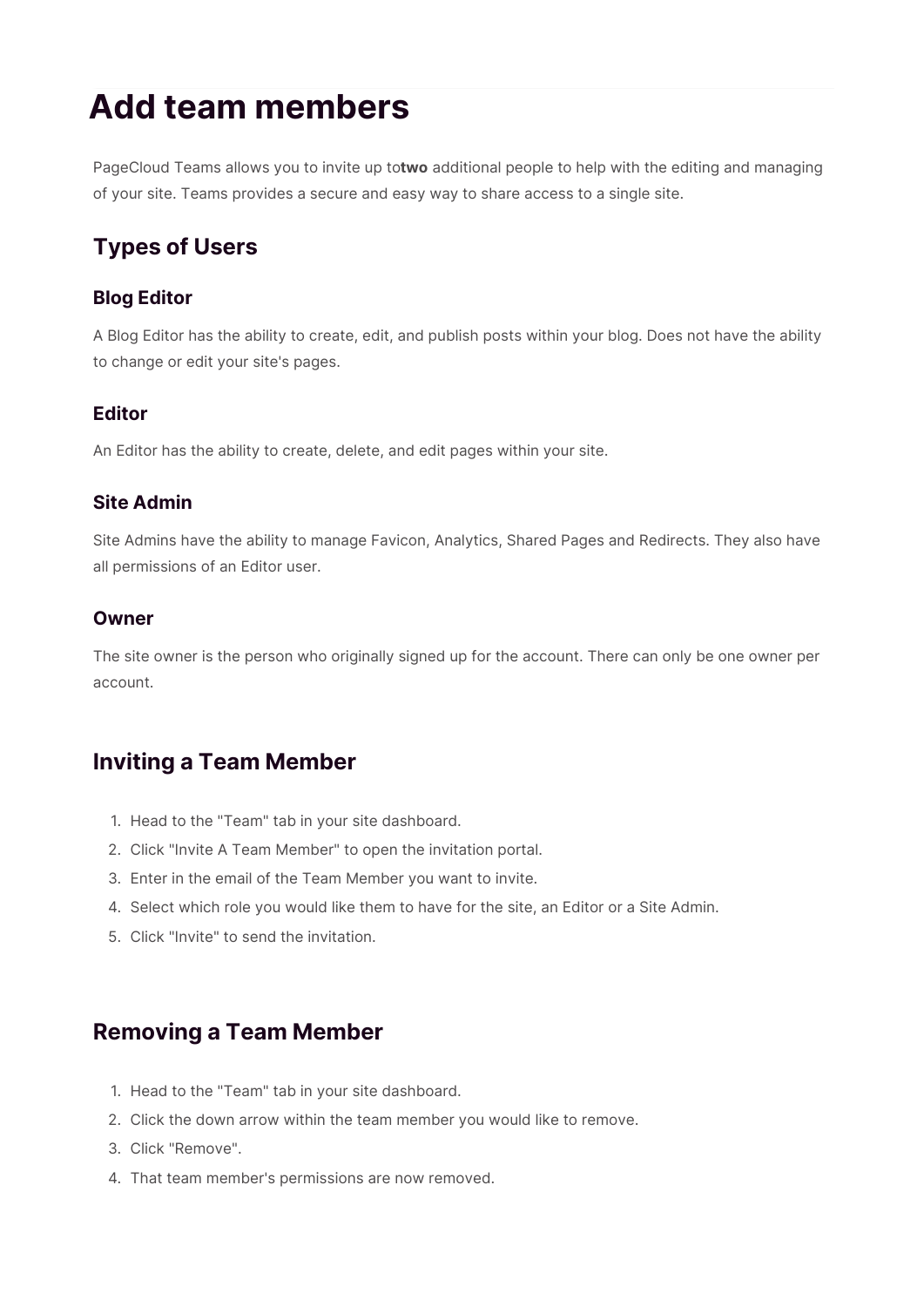# Add team members

PageCloud Teams allows you to invite up to **two** additional people to help with the editing and managing of your site. Teams provides a secure and easy way to share access to a single site.

## Types of Users

### Blog Editor

A Blog Editor has the ability to create, edit, and publish posts within your blog. Does not have the ability to change or edit your site's pages.

### Editor

An Editor has the ability to create, delete, and edit pages within your site.

### Site Admin

Site Admins have the ability to manage Favicon, Analytics, Shared Pages and Redirects. They also have all permissions of an Editor user.

### Owner

The site owner is the person who originally signed up for the account. There can only be one owner per account.

## Inviting a Team Member

1. Head to the "Team" tab in your site dashboard.
2. Click "Invite A Team Member" to open the invitation portal.
3. Enter in the email of the Team Member you want to invite.
4. Select which role you would like them to have for the site, an Editor or a Site Admin.
5. Click "Invite" to send the invitation.

## Removing a Team Member

1. Head to the "Team" tab in your site dashboard.
2. Click the down arrow within the team member you would like to remove.
3. Click "Remove".
4. That team member's permissions are now removed.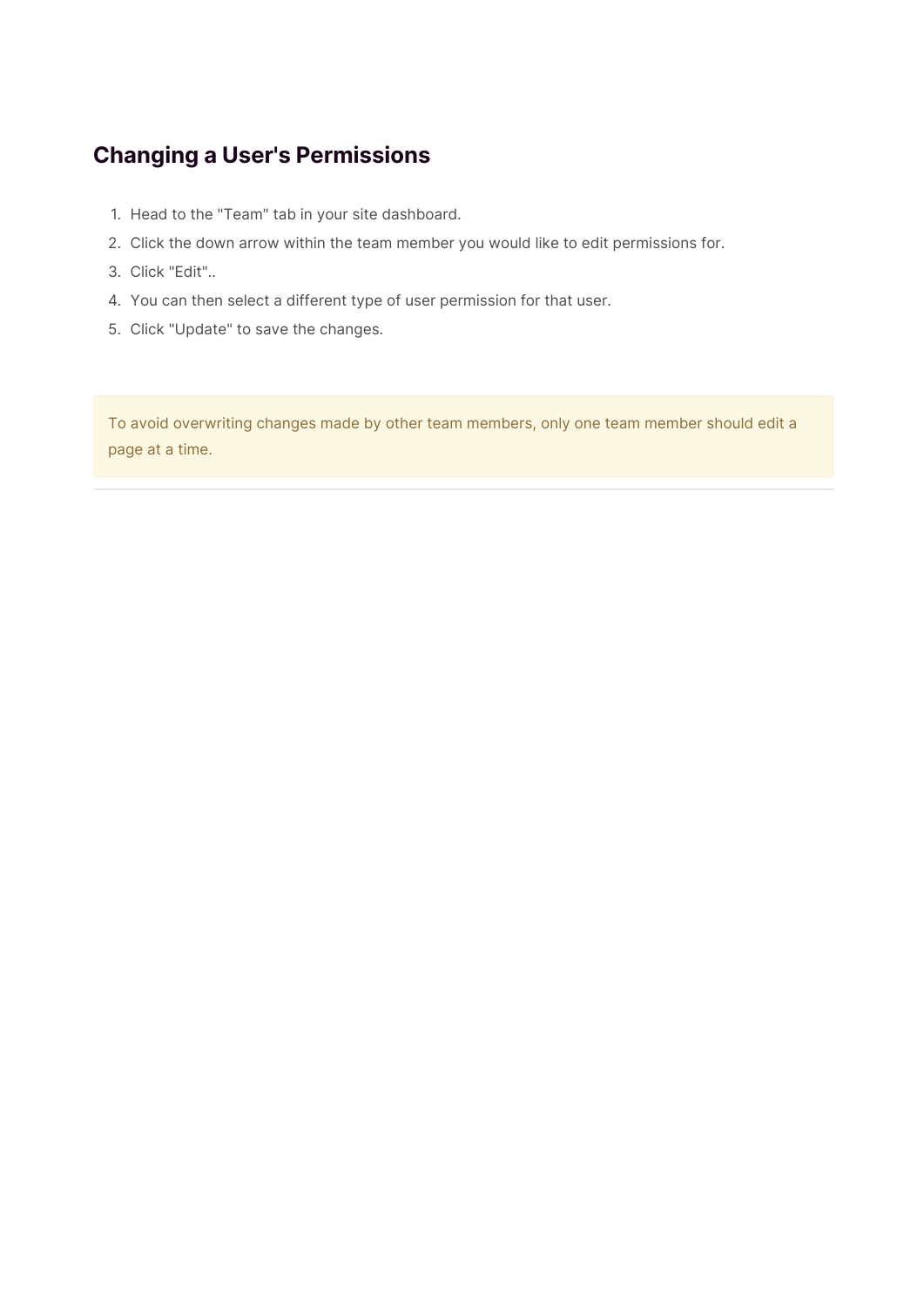## Changing a User's Permissions

1. Head to the "Team" tab in your site dashboard.
2. Click the down arrow within the team member you would like to edit permissions for.
3. Click "Edit"..
4. You can then select a different type of user permission for that user.
5. Click "Update" to save the changes.

> To avoid overwriting changes made by other team members, only one team member should edit a page at a time.

---